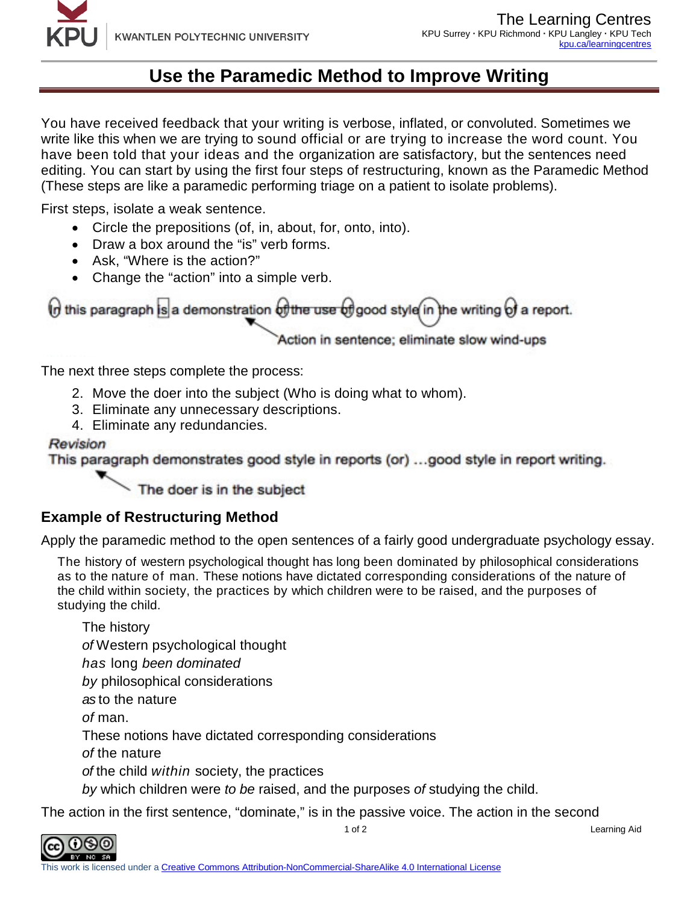# Use the Paramedic Method to Improve Writing

You have received feedback that your writing is verbose, inflated, or convoluted. Sometimes we write like this when we are trying to sound official or are trying to increase the word count. You have been told that your ideas and the organization are satisfactory, but the sentences need editing. You can start by using the first four steps of restructuring, known as the Paramedic Method (These steps are like a paramedic performing triage on a patient to isolate problems).

First steps, isolate a weak sentence.

- Circle the prepositions (of, in, about, for, onto, into).
- Draw a box around the "is" verb forms.
- Ask, "Where is the action?"
- Change the "action" into a simple verb.

In this paragraph is a demonstration ~~of the use of~~ good style in the writing of a report.

Action in sentence; eliminate slow wind-ups

The next three steps complete the process:

2. Move the doer into the subject (Who is doing what to whom).
3. Eliminate any unnecessary descriptions.
4. Eliminate any redundancies.

*Revision*

This paragraph demonstrates good style in reports (or) …good style in report writing.

The doer is in the subject

## Example of Restructuring Method

Apply the paramedic method to the open sentences of a fairly good undergraduate psychology essay.

> The history of western psychological thought has long been dominated by philosophical considerations as to the nature of man. These notions have dictated corresponding considerations of the nature of the child within society, the practices by which children were to be raised, and the purposes of studying the child.

The history
*of* Western psychological thought
*has* long *been dominated*
*by* philosophical considerations
*as* to the nature
*of* man.
These notions have dictated corresponding considerations
*of* the nature
*of* the child *within* society, the practices
*by* which children were *to be* raised, and the purposes *of* studying the child.

The action in the first sentence, "dominate," is in the passive voice. The action in the second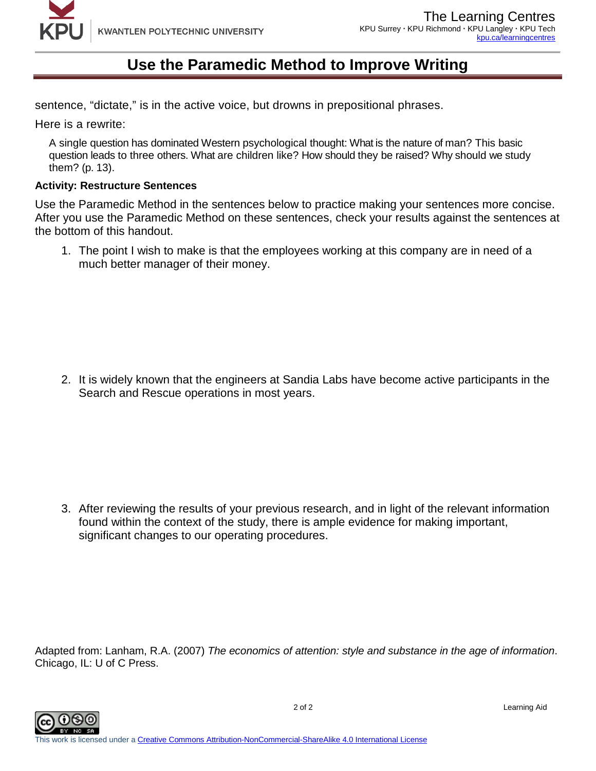sentence, “dictate,” is in the active voice, but drowns in prepositional phrases.

Here is a rewrite:

> A single question has dominated Western psychological thought: What is the nature of man? This basic question leads to three others. What are children like? How should they be raised? Why should we study them? (p. 13).

**Activity: Restructure Sentences**

Use the Paramedic Method in the sentences below to practice making your sentences more concise. After you use the Paramedic Method on these sentences, check your results against the sentences at the bottom of this handout.

1. The point I wish to make is that the employees working at this company are in need of a much better manager of their money.

2. It is widely known that the engineers at Sandia Labs have become active participants in the Search and Rescue operations in most years.

3. After reviewing the results of your previous research, and in light of the relevant information found within the context of the study, there is ample evidence for making important, significant changes to our operating procedures.

Adapted from: Lanham, R.A. (2007) *The economics of attention: style and substance in the age of information*. Chicago, IL: U of C Press.

This work is licensed under a Creative Commons Attribution-NonCommercial-ShareAlike 4.0 International License